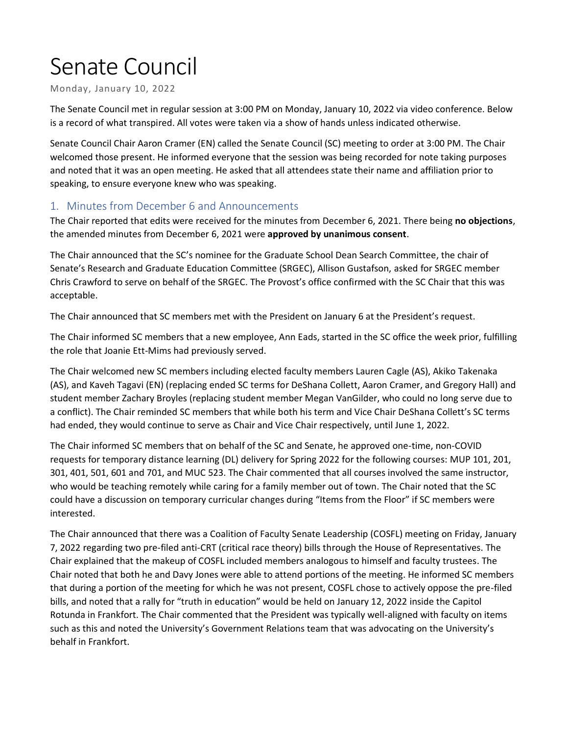# Senate Council

Monday, January 10, 2022

The Senate Council met in regular session at 3:00 PM on Monday, January 10, 2022 via video conference. Below is a record of what transpired. All votes were taken via a show of hands unless indicated otherwise.

Senate Council Chair Aaron Cramer (EN) called the Senate Council (SC) meeting to order at 3:00 PM. The Chair welcomed those present. He informed everyone that the session was being recorded for note taking purposes and noted that it was an open meeting. He asked that all attendees state their name and affiliation prior to speaking, to ensure everyone knew who was speaking.

## 1. Minutes from December 6 and Announcements

The Chair reported that edits were received for the minutes from December 6, 2021. There being **no objections**, the amended minutes from December 6, 2021 were **approved by unanimous consent**.

The Chair announced that the SC's nominee for the Graduate School Dean Search Committee, the chair of Senate's Research and Graduate Education Committee (SRGEC), Allison Gustafson, asked for SRGEC member Chris Crawford to serve on behalf of the SRGEC. The Provost's office confirmed with the SC Chair that this was acceptable.

The Chair announced that SC members met with the President on January 6 at the President's request.

The Chair informed SC members that a new employee, Ann Eads, started in the SC office the week prior, fulfilling the role that Joanie Ett-Mims had previously served.

The Chair welcomed new SC members including elected faculty members Lauren Cagle (AS), Akiko Takenaka (AS), and Kaveh Tagavi (EN) (replacing ended SC terms for DeShana Collett, Aaron Cramer, and Gregory Hall) and student member Zachary Broyles (replacing student member Megan VanGilder, who could no long serve due to a conflict). The Chair reminded SC members that while both his term and Vice Chair DeShana Collett's SC terms had ended, they would continue to serve as Chair and Vice Chair respectively, until June 1, 2022.

The Chair informed SC members that on behalf of the SC and Senate, he approved one-time, non-COVID requests for temporary distance learning (DL) delivery for Spring 2022 for the following courses: MUP 101, 201, 301, 401, 501, 601 and 701, and MUC 523. The Chair commented that all courses involved the same instructor, who would be teaching remotely while caring for a family member out of town. The Chair noted that the SC could have a discussion on temporary curricular changes during "Items from the Floor" if SC members were interested.

The Chair announced that there was a Coalition of Faculty Senate Leadership (COSFL) meeting on Friday, January 7, 2022 regarding two pre-filed anti-CRT (critical race theory) bills through the House of Representatives. The Chair explained that the makeup of COSFL included members analogous to himself and faculty trustees. The Chair noted that both he and Davy Jones were able to attend portions of the meeting. He informed SC members that during a portion of the meeting for which he was not present, COSFL chose to actively oppose the pre-filed bills, and noted that a rally for "truth in education" would be held on January 12, 2022 inside the Capitol Rotunda in Frankfort. The Chair commented that the President was typically well-aligned with faculty on items such as this and noted the University's Government Relations team that was advocating on the University's behalf in Frankfort.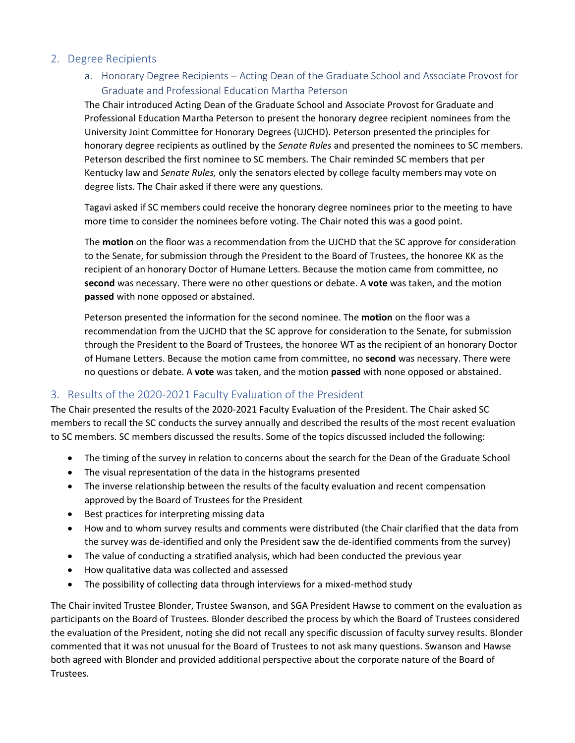## 2. Degree Recipients

### a. Honorary Degree Recipients – Acting Dean of the Graduate School and Associate Provost for Graduate and Professional Education Martha Peterson

The Chair introduced Acting Dean of the Graduate School and Associate Provost for Graduate and Professional Education Martha Peterson to present the honorary degree recipient nominees from the University Joint Committee for Honorary Degrees (UJCHD). Peterson presented the principles for honorary degree recipients as outlined by the *Senate Rules* and presented the nominees to SC members. Peterson described the first nominee to SC members. The Chair reminded SC members that per Kentucky law and *Senate Rules,* only the senators elected by college faculty members may vote on degree lists. The Chair asked if there were any questions.

Tagavi asked if SC members could receive the honorary degree nominees prior to the meeting to have more time to consider the nominees before voting. The Chair noted this was a good point.

The **motion** on the floor was a recommendation from the UJCHD that the SC approve for consideration to the Senate, for submission through the President to the Board of Trustees, the honoree KK as the recipient of an honorary Doctor of Humane Letters. Because the motion came from committee, no **second** was necessary. There were no other questions or debate. A **vote** was taken, and the motion **passed** with none opposed or abstained.

Peterson presented the information for the second nominee. The **motion** on the floor was a recommendation from the UJCHD that the SC approve for consideration to the Senate, for submission through the President to the Board of Trustees, the honoree WT as the recipient of an honorary Doctor of Humane Letters. Because the motion came from committee, no **second** was necessary. There were no questions or debate. A **vote** was taken, and the motion **passed** with none opposed or abstained.

## 3. Results of the 2020-2021 Faculty Evaluation of the President

The Chair presented the results of the 2020-2021 Faculty Evaluation of the President. The Chair asked SC members to recall the SC conducts the survey annually and described the results of the most recent evaluation to SC members. SC members discussed the results. Some of the topics discussed included the following:

- The timing of the survey in relation to concerns about the search for the Dean of the Graduate School
- The visual representation of the data in the histograms presented
- The inverse relationship between the results of the faculty evaluation and recent compensation approved by the Board of Trustees for the President
- Best practices for interpreting missing data
- How and to whom survey results and comments were distributed (the Chair clarified that the data from the survey was de-identified and only the President saw the de-identified comments from the survey)
- The value of conducting a stratified analysis, which had been conducted the previous year
- How qualitative data was collected and assessed
- The possibility of collecting data through interviews for a mixed-method study

The Chair invited Trustee Blonder, Trustee Swanson, and SGA President Hawse to comment on the evaluation as participants on the Board of Trustees. Blonder described the process by which the Board of Trustees considered the evaluation of the President, noting she did not recall any specific discussion of faculty survey results. Blonder commented that it was not unusual for the Board of Trustees to not ask many questions. Swanson and Hawse both agreed with Blonder and provided additional perspective about the corporate nature of the Board of Trustees.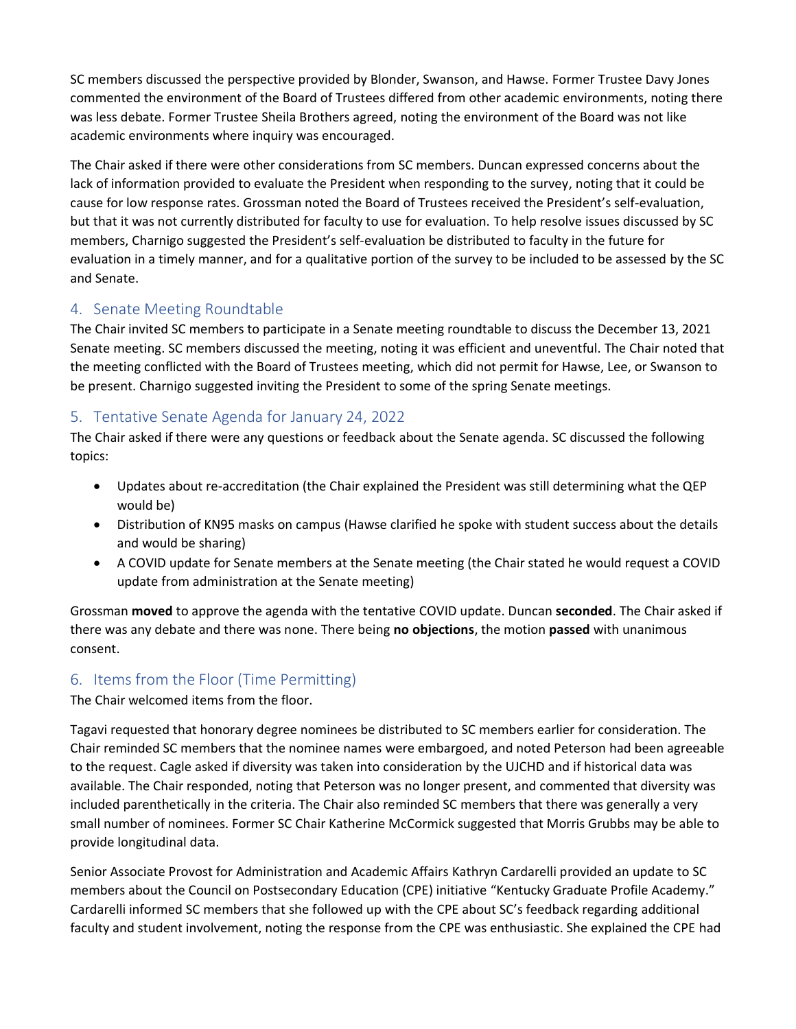SC members discussed the perspective provided by Blonder, Swanson, and Hawse. Former Trustee Davy Jones commented the environment of the Board of Trustees differed from other academic environments, noting there was less debate. Former Trustee Sheila Brothers agreed, noting the environment of the Board was not like academic environments where inquiry was encouraged.

The Chair asked if there were other considerations from SC members. Duncan expressed concerns about the lack of information provided to evaluate the President when responding to the survey, noting that it could be cause for low response rates. Grossman noted the Board of Trustees received the President's self-evaluation, but that it was not currently distributed for faculty to use for evaluation. To help resolve issues discussed by SC members, Charnigo suggested the President's self-evaluation be distributed to faculty in the future for evaluation in a timely manner, and for a qualitative portion of the survey to be included to be assessed by the SC and Senate.

## 4. Senate Meeting Roundtable

The Chair invited SC members to participate in a Senate meeting roundtable to discuss the December 13, 2021 Senate meeting. SC members discussed the meeting, noting it was efficient and uneventful. The Chair noted that the meeting conflicted with the Board of Trustees meeting, which did not permit for Hawse, Lee, or Swanson to be present. Charnigo suggested inviting the President to some of the spring Senate meetings.

## 5. Tentative Senate Agenda for January 24, 2022

The Chair asked if there were any questions or feedback about the Senate agenda. SC discussed the following topics:

- Updates about re-accreditation (the Chair explained the President was still determining what the QEP would be)
- Distribution of KN95 masks on campus (Hawse clarified he spoke with student success about the details and would be sharing)
- A COVID update for Senate members at the Senate meeting (the Chair stated he would request a COVID update from administration at the Senate meeting)

Grossman **moved** to approve the agenda with the tentative COVID update. Duncan **seconded**. The Chair asked if there was any debate and there was none. There being **no objections**, the motion **passed** with unanimous consent.

## 6. Items from the Floor (Time Permitting)

The Chair welcomed items from the floor.

Tagavi requested that honorary degree nominees be distributed to SC members earlier for consideration. The Chair reminded SC members that the nominee names were embargoed, and noted Peterson had been agreeable to the request. Cagle asked if diversity was taken into consideration by the UJCHD and if historical data was available. The Chair responded, noting that Peterson was no longer present, and commented that diversity was included parenthetically in the criteria. The Chair also reminded SC members that there was generally a very small number of nominees. Former SC Chair Katherine McCormick suggested that Morris Grubbs may be able to provide longitudinal data.

Senior Associate Provost for Administration and Academic Affairs Kathryn Cardarelli provided an update to SC members about the Council on Postsecondary Education (CPE) initiative "Kentucky Graduate Profile Academy." Cardarelli informed SC members that she followed up with the CPE about SC's feedback regarding additional faculty and student involvement, noting the response from the CPE was enthusiastic. She explained the CPE had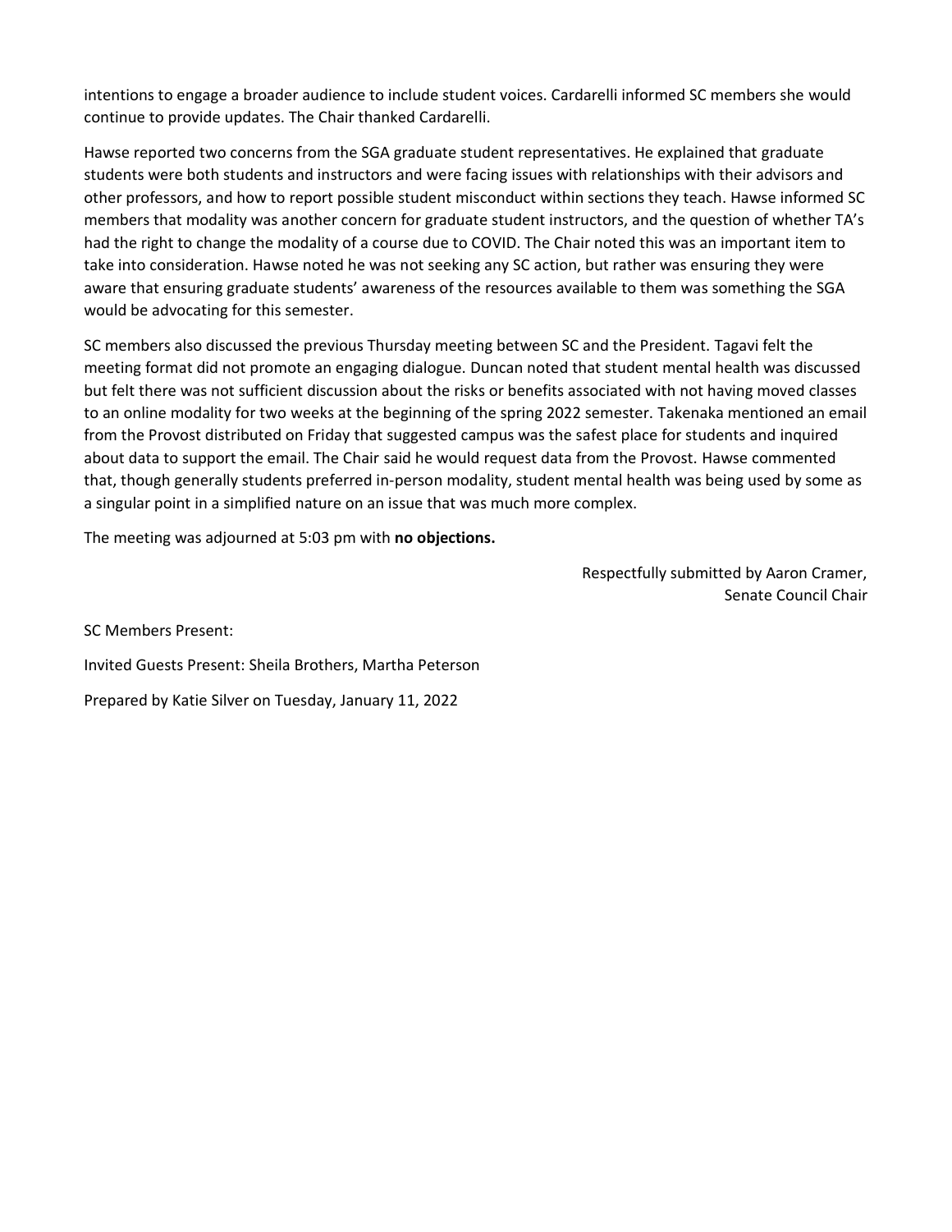intentions to engage a broader audience to include student voices. Cardarelli informed SC members she would continue to provide updates. The Chair thanked Cardarelli.

Hawse reported two concerns from the SGA graduate student representatives. He explained that graduate students were both students and instructors and were facing issues with relationships with their advisors and other professors, and how to report possible student misconduct within sections they teach. Hawse informed SC members that modality was another concern for graduate student instructors, and the question of whether TA's had the right to change the modality of a course due to COVID. The Chair noted this was an important item to take into consideration. Hawse noted he was not seeking any SC action, but rather was ensuring they were aware that ensuring graduate students' awareness of the resources available to them was something the SGA would be advocating for this semester.

SC members also discussed the previous Thursday meeting between SC and the President. Tagavi felt the meeting format did not promote an engaging dialogue. Duncan noted that student mental health was discussed but felt there was not sufficient discussion about the risks or benefits associated with not having moved classes to an online modality for two weeks at the beginning of the spring 2022 semester. Takenaka mentioned an email from the Provost distributed on Friday that suggested campus was the safest place for students and inquired about data to support the email. The Chair said he would request data from the Provost. Hawse commented that, though generally students preferred in-person modality, student mental health was being used by some as a singular point in a simplified nature on an issue that was much more complex.

The meeting was adjourned at 5:03 pm with **no objections.**

Respectfully submitted by Aaron Cramer,
Senate Council Chair

SC Members Present:

Invited Guests Present: Sheila Brothers, Martha Peterson

Prepared by Katie Silver on Tuesday, January 11, 2022